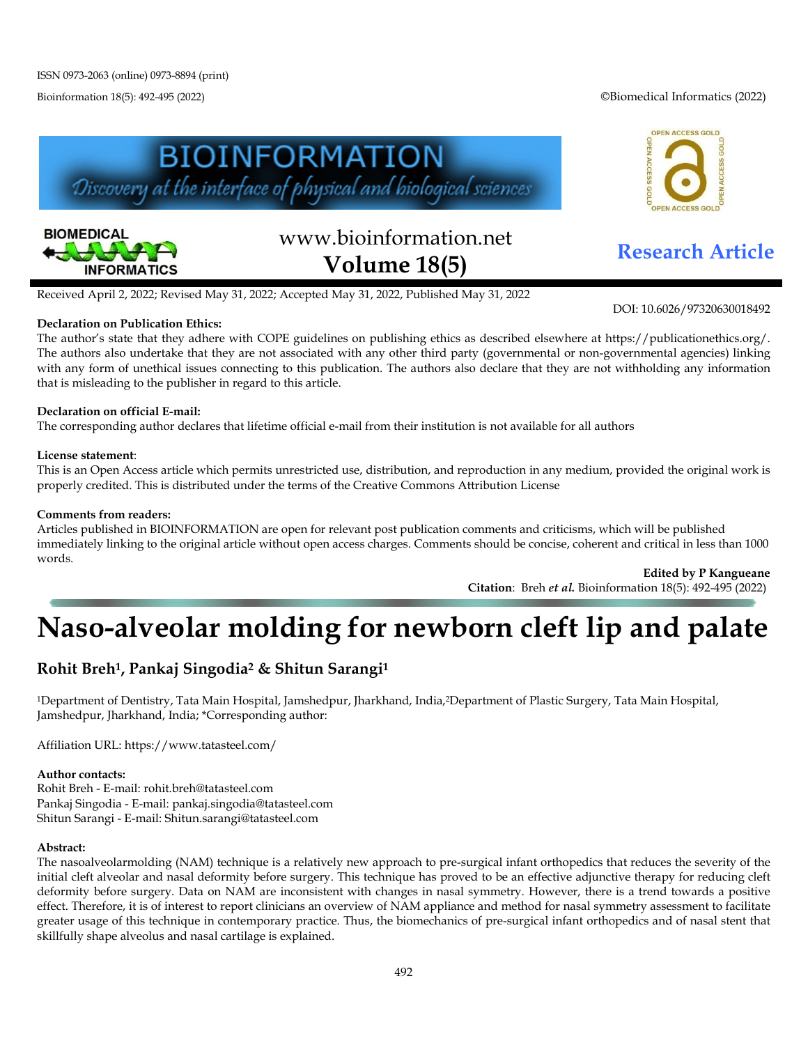ISSN 0973-2063 (online) 0973-8894 (print)

Bioinformation 18(5): 492-495 (2022)

©Biomedical Informatics (2022)

www.bioinformation.net
**Volume 18(5)**

**Research Article**

Received April 2, 2022; Revised May 31, 2022; Accepted May 31, 2022, Published May 31, 2022

DOI: 10.6026/97320630018492

**Declaration on Publication Ethics:**
The author's state that they adhere with COPE guidelines on publishing ethics as described elsewhere at https://publicationethics.org/. The authors also undertake that they are not associated with any other third party (governmental or non-governmental agencies) linking with any form of unethical issues connecting to this publication. The authors also declare that they are not withholding any information that is misleading to the publisher in regard to this article.

**Declaration on official E-mail:**
The corresponding author declares that lifetime official e-mail from their institution is not available for all authors

**License statement**:
This is an Open Access article which permits unrestricted use, distribution, and reproduction in any medium, provided the original work is properly credited. This is distributed under the terms of the Creative Commons Attribution License

**Comments from readers:**
Articles published in BIOINFORMATION are open for relevant post publication comments and criticisms, which will be published immediately linking to the original article without open access charges. Comments should be concise, coherent and critical in less than 1000 words.

**Edited by P Kangueane**
**Citation**: Breh ***et al.*** Bioinformation 18(5): 492-495 (2022)

# Naso-alveolar molding for newborn cleft lip and palate

**Rohit Breh[1], Pankaj Singodia[2] & Shitun Sarangi[1]**

[1]Department of Dentistry, Tata Main Hospital, Jamshedpur, Jharkhand, India,[2]Department of Plastic Surgery, Tata Main Hospital, Jamshedpur, Jharkhand, India; *Corresponding author:

Affiliation URL: https://www.tatasteel.com/

**Author contacts:**
Rohit Breh - E-mail: rohit.breh@tatasteel.com
Pankaj Singodia - E-mail: pankaj.singodia@tatasteel.com
Shitun Sarangi - E-mail: Shitun.sarangi@tatasteel.com

**Abstract:**
The nasoalveolarmolding (NAM) technique is a relatively new approach to pre-surgical infant orthopedics that reduces the severity of the initial cleft alveolar and nasal deformity before surgery. This technique has proved to be an effective adjunctive therapy for reducing cleft deformity before surgery. Data on NAM are inconsistent with changes in nasal symmetry. However, there is a trend towards a positive effect. Therefore, it is of interest to report clinicians an overview of NAM appliance and method for nasal symmetry assessment to facilitate greater usage of this technique in contemporary practice. Thus, the biomechanics of pre-surgical infant orthopedics and of nasal stent that skillfully shape alveolus and nasal cartilage is explained.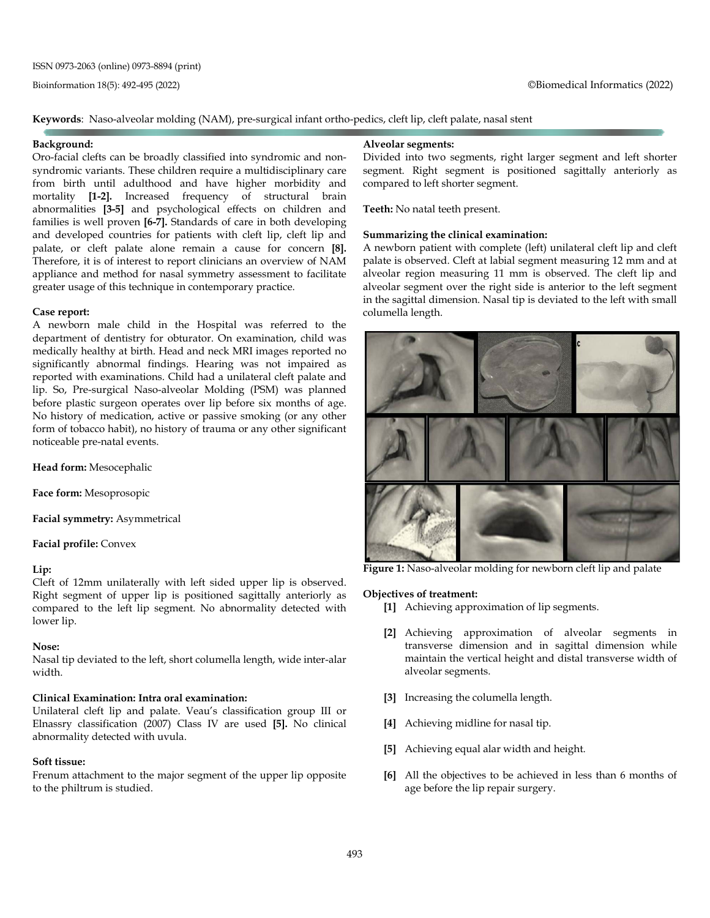**Keywords**: Naso-alveolar molding (NAM), pre-surgical infant ortho-pedics, cleft lip, cleft palate, nasal stent

**Background:**

Oro-facial clefts can be broadly classified into syndromic and non-syndromic variants. These children require a multidisciplinary care from birth until adulthood and have higher morbidity and mortality **[1-2].** Increased frequency of structural brain abnormalities **[3-5]** and psychological effects on children and families is well proven **[6-7].** Standards of care in both developing and developed countries for patients with cleft lip, cleft lip and palate, or cleft palate alone remain a cause for concern **[8].** Therefore, it is of interest to report clinicians an overview of NAM appliance and method for nasal symmetry assessment to facilitate greater usage of this technique in contemporary practice.

**Case report:**

A newborn male child in the Hospital was referred to the department of dentistry for obturator. On examination, child was medically healthy at birth. Head and neck MRI images reported no significantly abnormal findings. Hearing was not impaired as reported with examinations. Child had a unilateral cleft palate and lip. So, Pre-surgical Naso-alveolar Molding (PSM) was planned before plastic surgeon operates over lip before six months of age. No history of medication, active or passive smoking (or any other form of tobacco habit), no history of trauma or any other significant noticeable pre-natal events.

**Head form:** Mesocephalic

**Face form:** Mesoprosopic

**Facial symmetry:** Asymmetrical

**Facial profile:** Convex

**Lip:**

Cleft of 12mm unilaterally with left sided upper lip is observed. Right segment of upper lip is positioned sagittally anteriorly as compared to the left lip segment. No abnormality detected with lower lip.

**Nose:**

Nasal tip deviated to the left, short columella length, wide inter-alar width.

**Clinical Examination: Intra oral examination:**

Unilateral cleft lip and palate. Veau's classification group III or Elnassry classification (2007) Class IV are used **[5].** No clinical abnormality detected with uvula.

**Soft tissue:**

Frenum attachment to the major segment of the upper lip opposite to the philtrum is studied.

**Alveolar segments:**

Divided into two segments, right larger segment and left shorter segment. Right segment is positioned sagittally anteriorly as compared to left shorter segment.

**Teeth:** No natal teeth present.

**Summarizing the clinical examination:**

A newborn patient with complete (left) unilateral cleft lip and cleft palate is observed. Cleft at labial segment measuring 12 mm and at alveolar region measuring 11 mm is observed. The cleft lip and alveolar segment over the right side is anterior to the left segment in the sagittal dimension. Nasal tip is deviated to the left with small columella length.

**Figure 1:** Naso-alveolar molding for newborn cleft lip and palate

**Objectives of treatment:**

**[1]** Achieving approximation of lip segments.

**[2]** Achieving approximation of alveolar segments in transverse dimension and in sagittal dimension while maintain the vertical height and distal transverse width of alveolar segments.

**[3]** Increasing the columella length.

**[4]** Achieving midline for nasal tip.

**[5]** Achieving equal alar width and height.

**[6]** All the objectives to be achieved in less than 6 months of age before the lip repair surgery.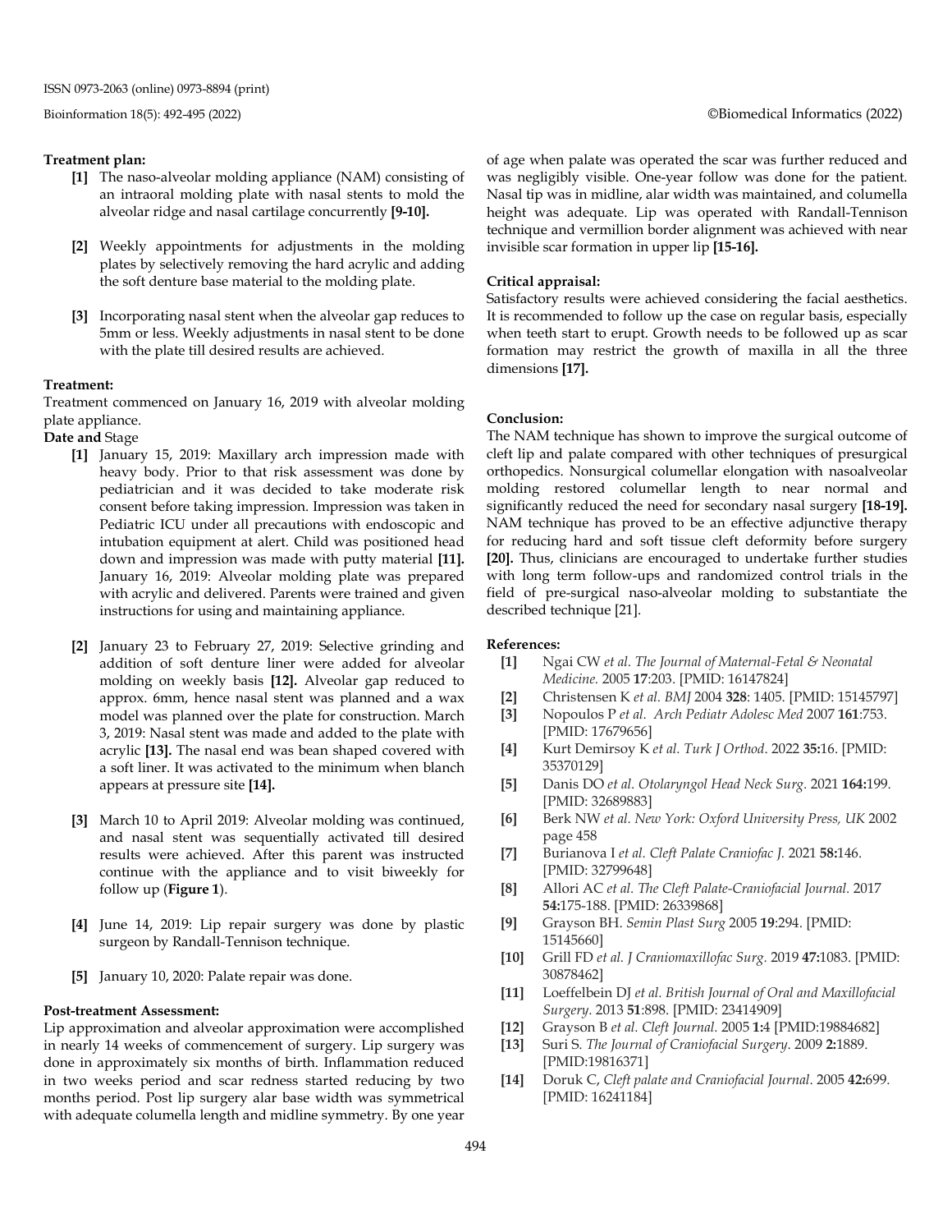**Treatment plan:**

- **[1]** The naso-alveolar molding appliance (NAM) consisting of an intraoral molding plate with nasal stents to mold the alveolar ridge and nasal cartilage concurrently **[9-10].**
- **[2]** Weekly appointments for adjustments in the molding plates by selectively removing the hard acrylic and adding the soft denture base material to the molding plate.
- **[3]** Incorporating nasal stent when the alveolar gap reduces to 5mm or less. Weekly adjustments in nasal stent to be done with the plate till desired results are achieved.

**Treatment:**

Treatment commenced on January 16, 2019 with alveolar molding plate appliance.

**Date and** Stage

- **[1]** January 15, 2019: Maxillary arch impression made with heavy body. Prior to that risk assessment was done by pediatrician and it was decided to take moderate risk consent before taking impression. Impression was taken in Pediatric ICU under all precautions with endoscopic and intubation equipment at alert. Child was positioned head down and impression was made with putty material **[11].** January 16, 2019: Alveolar molding plate was prepared with acrylic and delivered. Parents were trained and given instructions for using and maintaining appliance.
- **[2]** January 23 to February 27, 2019: Selective grinding and addition of soft denture liner were added for alveolar molding on weekly basis **[12].** Alveolar gap reduced to approx. 6mm, hence nasal stent was planned and a wax model was planned over the plate for construction. March 3, 2019: Nasal stent was made and added to the plate with acrylic **[13].** The nasal end was bean shaped covered with a soft liner. It was activated to the minimum when blanch appears at pressure site **[14].**
- **[3]** March 10 to April 2019: Alveolar molding was continued, and nasal stent was sequentially activated till desired results were achieved. After this parent was instructed continue with the appliance and to visit biweekly for follow up (**Figure 1**).
- **[4]** June 14, 2019: Lip repair surgery was done by plastic surgeon by Randall-Tennison technique.
- **[5]** January 10, 2020: Palate repair was done.

**Post-treatment Assessment:**

Lip approximation and alveolar approximation were accomplished in nearly 14 weeks of commencement of surgery. Lip surgery was done in approximately six months of birth. Inflammation reduced in two weeks period and scar redness started reducing by two months period. Post lip surgery alar base width was symmetrical with adequate columella length and midline symmetry. By one year of age when palate was operated the scar was further reduced and was negligibly visible. One-year follow was done for the patient. Nasal tip was in midline, alar width was maintained, and columella height was adequate. Lip was operated with Randall-Tennison technique and vermillion border alignment was achieved with near invisible scar formation in upper lip **[15-16].**

**Critical appraisal:**

Satisfactory results were achieved considering the facial aesthetics. It is recommended to follow up the case on regular basis, especially when teeth start to erupt. Growth needs to be followed up as scar formation may restrict the growth of maxilla in all the three dimensions **[17].**

**Conclusion:**

The NAM technique has shown to improve the surgical outcome of cleft lip and palate compared with other techniques of presurgical orthopedics. Nonsurgical columellar elongation with nasoalveolar molding restored columellar length to near normal and significantly reduced the need for secondary nasal surgery **[18-19].** NAM technique has proved to be an effective adjunctive therapy for reducing hard and soft tissue cleft deformity before surgery **[20].** Thus, clinicians are encouraged to undertake further studies with long term follow-ups and randomized control trials in the field of pre-surgical naso-alveolar molding to substantiate the described technique [21].

**References:**

- **[1]** Ngai CW *et al. The Journal of Maternal-Fetal & Neonatal Medicine.* 2005 **17**:203. [PMID: 16147824]
- **[2]** Christensen K *et al. BMJ* 2004 **328**: 1405. [PMID: 15145797]
- **[3]** Nopoulos P *et al. Arch Pediatr Adolesc Med* 2007 **161**:753. [PMID: 17679656]
- **[4]** Kurt Demirsoy K *et al. Turk J Orthod*. 2022 **35:**16. [PMID: 35370129]
- **[5]** Danis DO *et al. Otolaryngol Head Neck Surg.* 2021 **164:**199. [PMID: 32689883]
- **[6]** Berk NW *et al. New York: Oxford University Press, UK* 2002 page 458
- **[7]** Burianova I *et al. Cleft Palate Craniofac J.* 2021 **58:**146. [PMID: 32799648]
- **[8]** Allori AC *et al. The Cleft Palate-Craniofacial Journal.* 2017 **54:**175-188. [PMID: 26339868]
- **[9]** Grayson BH. *Semin Plast Surg* 2005 **19**:294. [PMID: 15145660]
- **[10]** Grill FD *et al. J Craniomaxillofac Surg.* 2019 **47:**1083. [PMID: 30878462]
- **[11]** Loeffelbein DJ *et al. British Journal of Oral and Maxillofacial Surgery*. 2013 **51**:898. [PMID: 23414909]
- **[12]** Grayson B *et al. Cleft Journal.* 2005 **1:**4 [PMID:19884682]
- **[13]** Suri S. *The Journal of Craniofacial Surgery*. 2009 **2:**1889. [PMID:19816371]
- **[14]** Doruk C, *Cleft palate and Craniofacial Journal*. 2005 **42:**699. [PMID: 16241184]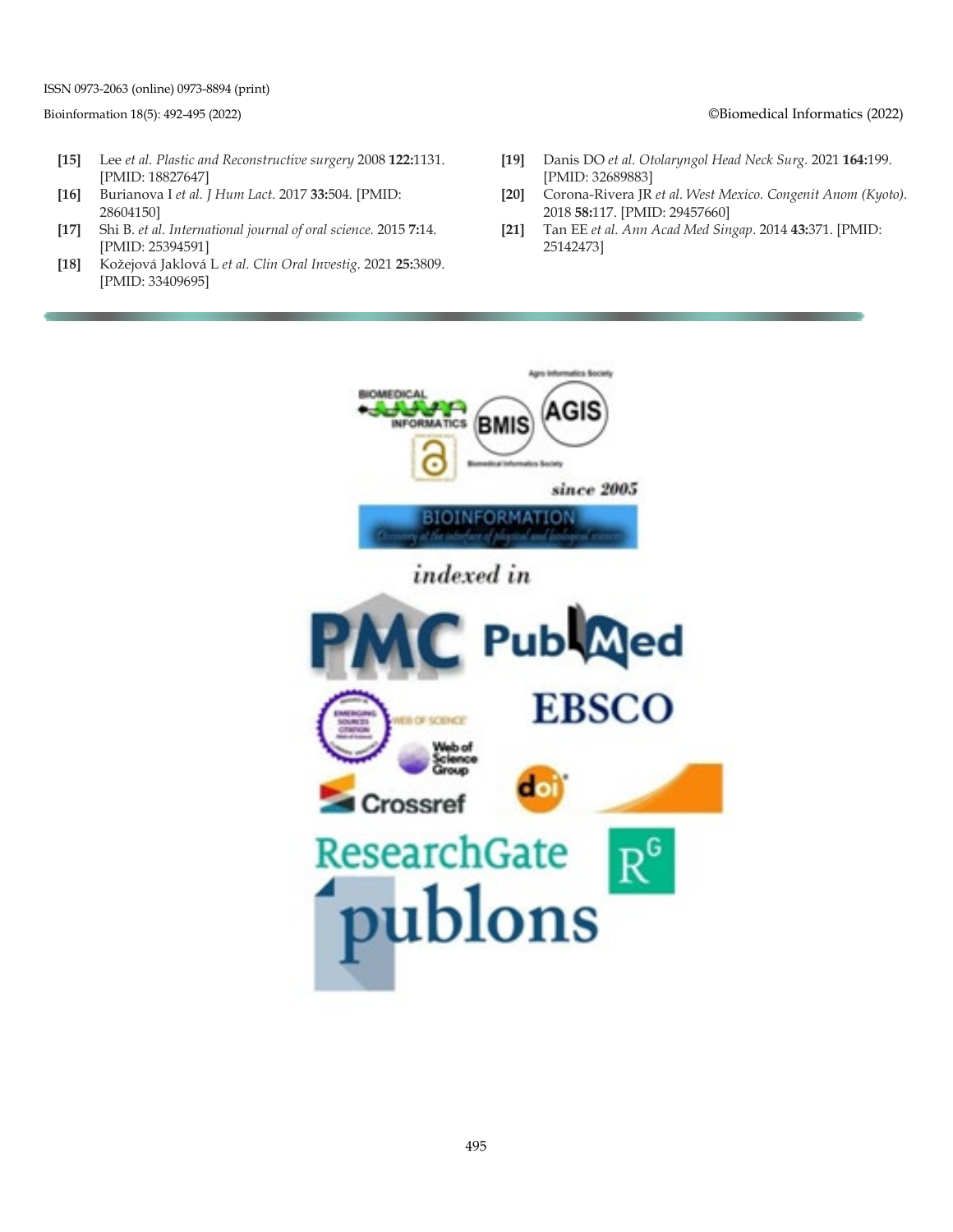[15] Lee *et al. Plastic and Reconstructive surgery* 2008 **122:**1131. [PMID: 18827647]

[16] Burianova I *et al. J Hum Lact.* 2017 **33:**504. [PMID: 28604150]

[17] Shi B. *et al. International journal of oral science.* 2015 **7:**14. [PMID: 25394591]

[18] Kožejová Jaklová L *et al. Clin Oral Investig.* 2021 **25:**3809. [PMID: 33409695]

[19] Danis DO *et al. Otolaryngol Head Neck Surg.* 2021 **164:**199. [PMID: 32689883]

[20] Corona-Rivera JR *et al. West Mexico. Congenit Anom (Kyoto).* 2018 **58:**117. [PMID: 29457660]

[21] Tan EE *et al. Ann Acad Med Singap.* 2014 **43:**371. [PMID: 25142473]